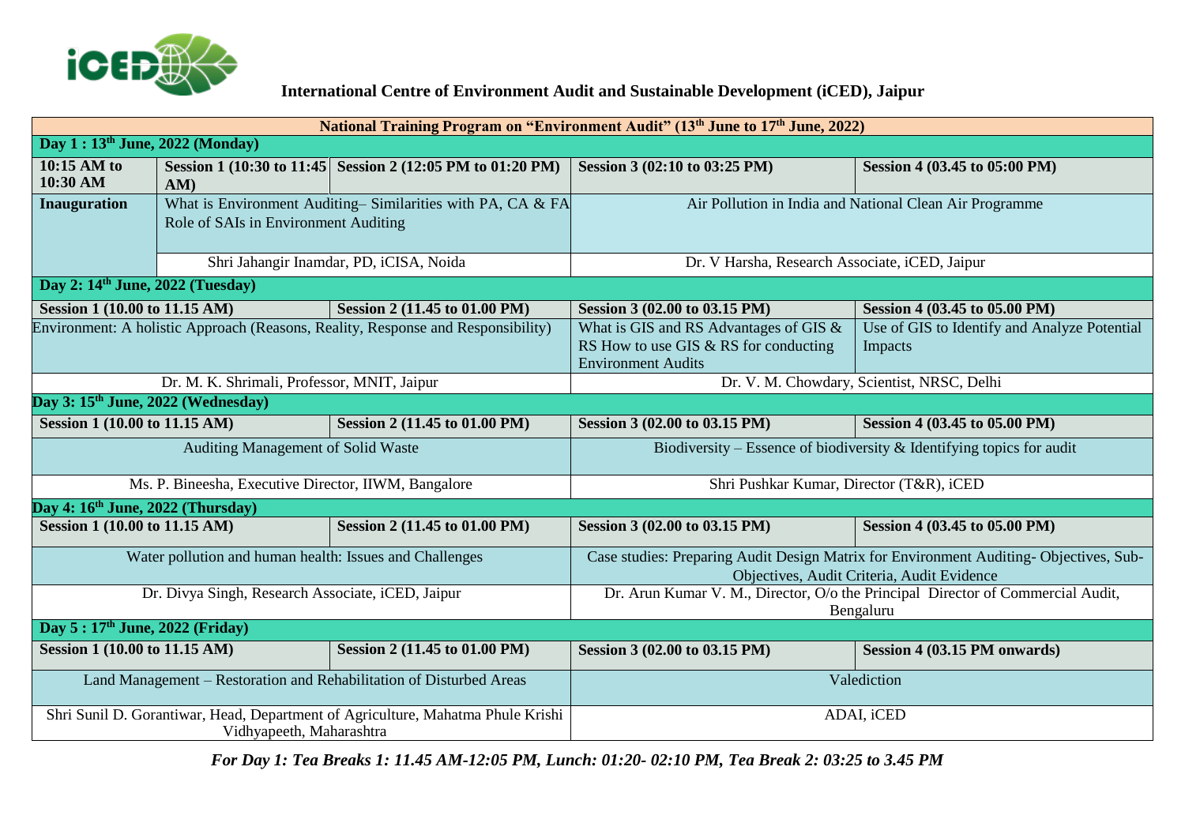**International Centre of Environment Audit and Sustainable Development (iCED), Jaipur**

| National Training Program on "Environment Audit" (13th June to 17th June, 2022) | | | | |
|---|---|---|---|---|
| **Day 1 : 13th June, 2022 (Monday)** | | | | |
| **10:15 AM to 10:30 AM** | **Session 1 (10:30 to 11:45 AM)** | **Session 2 (12:05 PM to 01:20 PM)** | **Session 3 (02:10 to 03:25 PM)** | **Session 4 (03.45 to 05:00 PM)** |
| **Inauguration** | What is Environment Auditing– Similarities with PA, CA & FA Role of SAIs in Environment Auditing | | Air Pollution in India and National Clean Air Programme | |
| | Shri Jahangir Inamdar, PD, iCISA, Noida | | Dr. V Harsha, Research Associate, iCED, Jaipur | |
| **Day 2: 14th June, 2022 (Tuesday)** | | | | |
| **Session 1 (10.00 to 11.15 AM)** | | **Session 2 (11.45 to 01.00 PM)** | **Session 3 (02.00 to 03.15 PM)** | **Session 4 (03.45 to 05.00 PM)** |
| Environment: A holistic Approach (Reasons, Reality, Response and Responsibility) | | | What is GIS and RS Advantages of GIS & RS How to use GIS & RS for conducting Environment Audits | Use of GIS to Identify and Analyze Potential Impacts |
| Dr. M. K. Shrimali, Professor, MNIT, Jaipur | | | Dr. V. M. Chowdary, Scientist, NRSC, Delhi | |
| **Day 3: 15th June, 2022 (Wednesday)** | | | | |
| **Session 1 (10.00 to 11.15 AM)** | | **Session 2 (11.45 to 01.00 PM)** | **Session 3 (02.00 to 03.15 PM)** | **Session 4 (03.45 to 05.00 PM)** |
| Auditing Management of Solid Waste | | | Biodiversity – Essence of biodiversity & Identifying topics for audit | |
| Ms. P. Bineesha, Executive Director, IIWM, Bangalore | | | Shri Pushkar Kumar, Director (T&R), iCED | |
| **Day 4: 16th June, 2022 (Thursday)** | | | | |
| **Session 1 (10.00 to 11.15 AM)** | | **Session 2 (11.45 to 01.00 PM)** | **Session 3 (02.00 to 03.15 PM)** | **Session 4 (03.45 to 05.00 PM)** |
| Water pollution and human health: Issues and Challenges | | | Case studies: Preparing Audit Design Matrix for Environment Auditing- Objectives, Sub-Objectives, Audit Criteria, Audit Evidence | |
| Dr. Divya Singh, Research Associate, iCED, Jaipur | | | Dr. Arun Kumar V. M., Director, O/o the Principal Director of Commercial Audit, Bengaluru | |
| **Day 5 : 17th June, 2022 (Friday)** | | | | |
| **Session 1 (10.00 to 11.15 AM)** | | **Session 2 (11.45 to 01.00 PM)** | **Session 3 (02.00 to 03.15 PM)** | **Session 4 (03.15 PM onwards)** |
| Land Management – Restoration and Rehabilitation of Disturbed Areas | | | Valediction | |
| Shri Sunil D. Gorantiwar, Head, Department of Agriculture, Mahatma Phule Krishi Vidhyapeeth, Maharashtra | | | ADAI, iCED | |

***For Day 1: Tea Breaks 1: 11.45 AM-12:05 PM, Lunch: 01:20- 02:10 PM, Tea Break 2: 03:25 to 3.45 PM***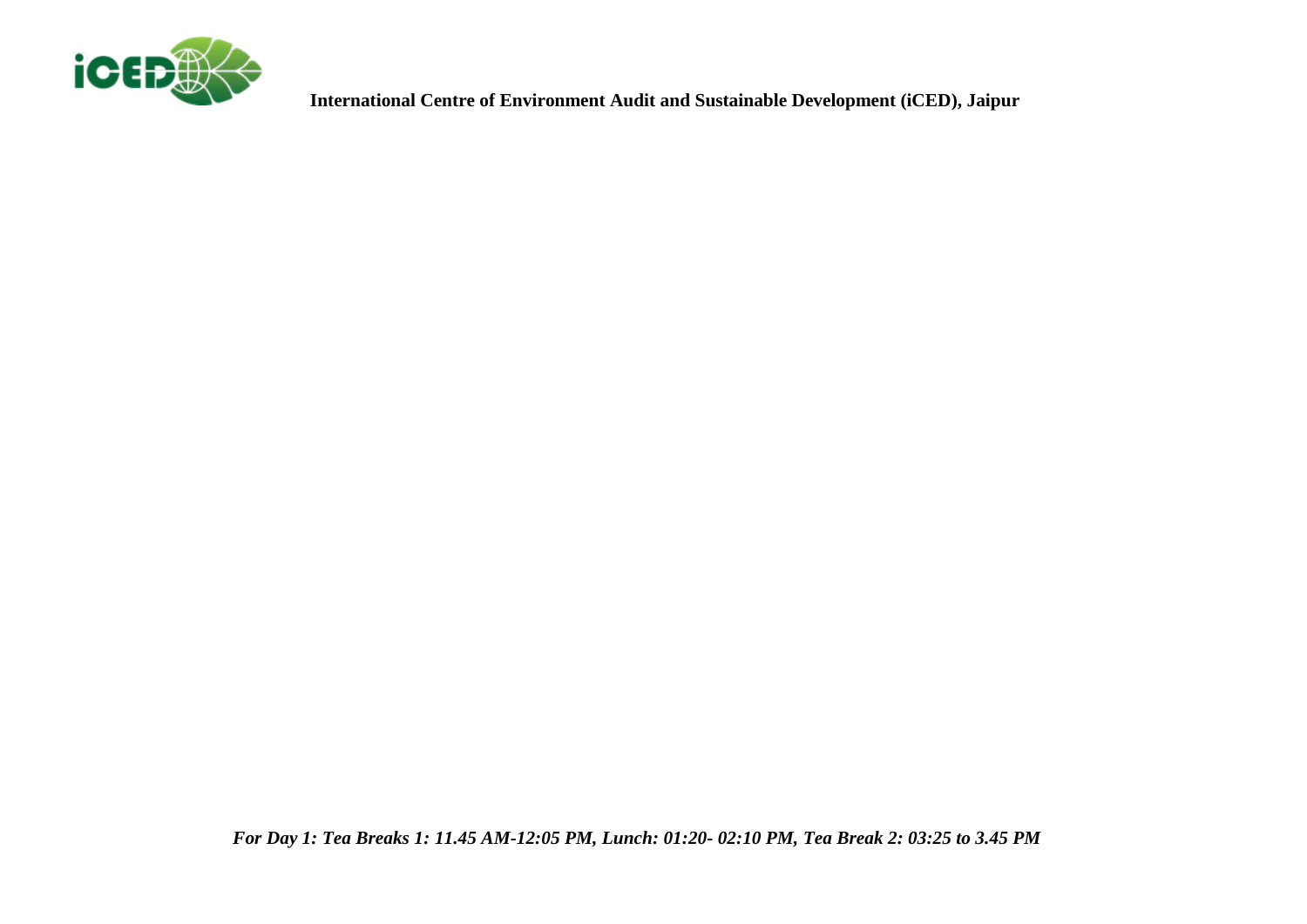**International Centre of Environment Audit and Sustainable Development (iCED), Jaipur**

***For Day 1: Tea Breaks 1: 11.45 AM-12:05 PM, Lunch: 01:20- 02:10 PM, Tea Break 2: 03:25 to 3.45 PM***